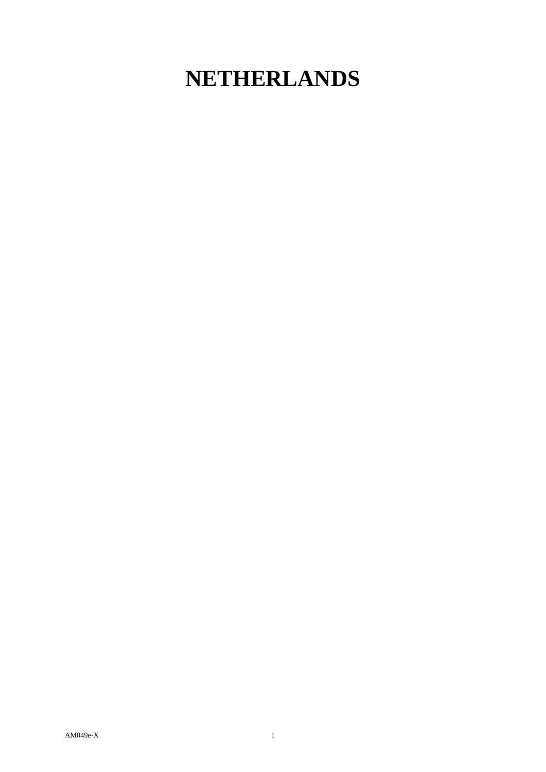# NETHERLANDS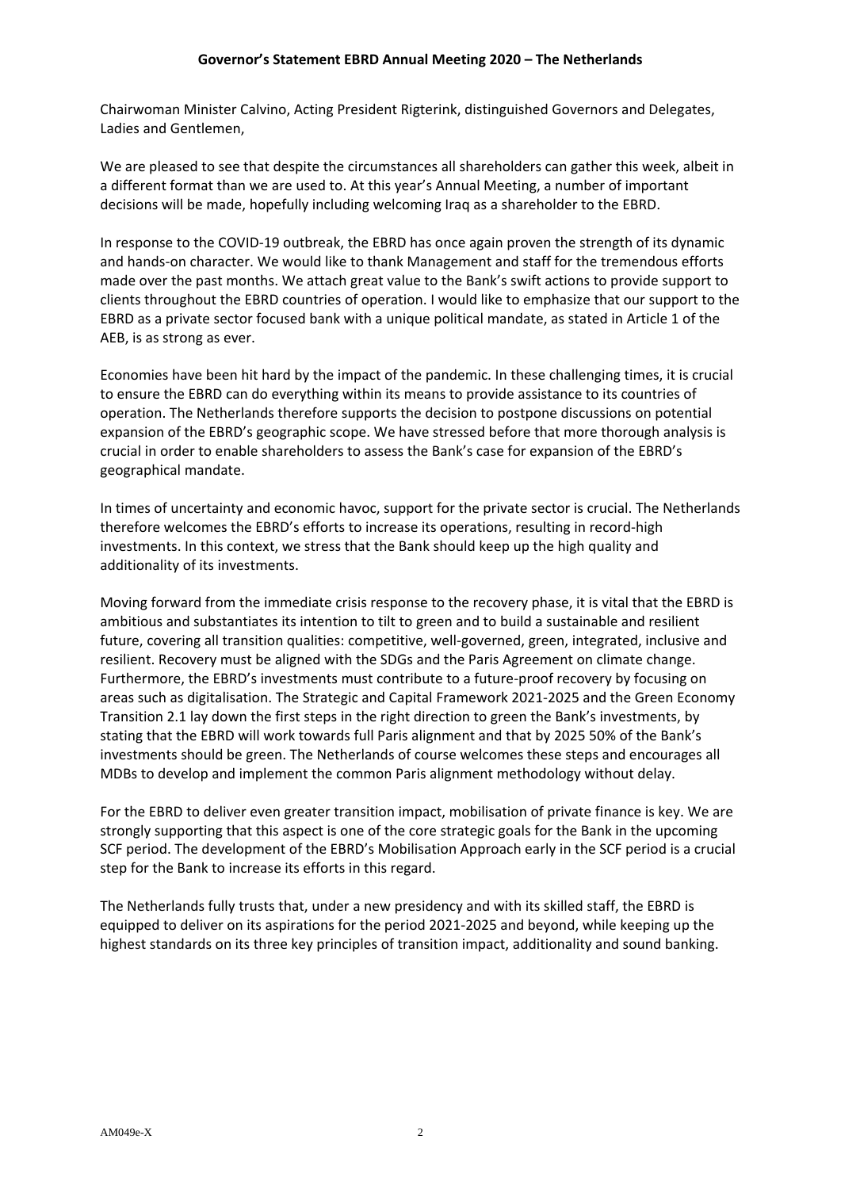# Governor's Statement EBRD Annual Meeting 2020 – The Netherlands

Chairwoman Minister Calvino, Acting President Rigterink, distinguished Governors and Delegates, Ladies and Gentlemen,

We are pleased to see that despite the circumstances all shareholders can gather this week, albeit in a different format than we are used to. At this year's Annual Meeting, a number of important decisions will be made, hopefully including welcoming Iraq as a shareholder to the EBRD.

In response to the COVID-19 outbreak, the EBRD has once again proven the strength of its dynamic and hands-on character. We would like to thank Management and staff for the tremendous efforts made over the past months. We attach great value to the Bank's swift actions to provide support to clients throughout the EBRD countries of operation. I would like to emphasize that our support to the EBRD as a private sector focused bank with a unique political mandate, as stated in Article 1 of the AEB, is as strong as ever.

Economies have been hit hard by the impact of the pandemic. In these challenging times, it is crucial to ensure the EBRD can do everything within its means to provide assistance to its countries of operation. The Netherlands therefore supports the decision to postpone discussions on potential expansion of the EBRD's geographic scope. We have stressed before that more thorough analysis is crucial in order to enable shareholders to assess the Bank's case for expansion of the EBRD's geographical mandate.

In times of uncertainty and economic havoc, support for the private sector is crucial. The Netherlands therefore welcomes the EBRD's efforts to increase its operations, resulting in record-high investments. In this context, we stress that the Bank should keep up the high quality and additionality of its investments.

Moving forward from the immediate crisis response to the recovery phase, it is vital that the EBRD is ambitious and substantiates its intention to tilt to green and to build a sustainable and resilient future, covering all transition qualities: competitive, well-governed, green, integrated, inclusive and resilient. Recovery must be aligned with the SDGs and the Paris Agreement on climate change. Furthermore, the EBRD's investments must contribute to a future-proof recovery by focusing on areas such as digitalisation. The Strategic and Capital Framework 2021-2025 and the Green Economy Transition 2.1 lay down the first steps in the right direction to green the Bank's investments, by stating that the EBRD will work towards full Paris alignment and that by 2025 50% of the Bank's investments should be green. The Netherlands of course welcomes these steps and encourages all MDBs to develop and implement the common Paris alignment methodology without delay.

For the EBRD to deliver even greater transition impact, mobilisation of private finance is key. We are strongly supporting that this aspect is one of the core strategic goals for the Bank in the upcoming SCF period. The development of the EBRD's Mobilisation Approach early in the SCF period is a crucial step for the Bank to increase its efforts in this regard.

The Netherlands fully trusts that, under a new presidency and with its skilled staff, the EBRD is equipped to deliver on its aspirations for the period 2021-2025 and beyond, while keeping up the highest standards on its three key principles of transition impact, additionality and sound banking.